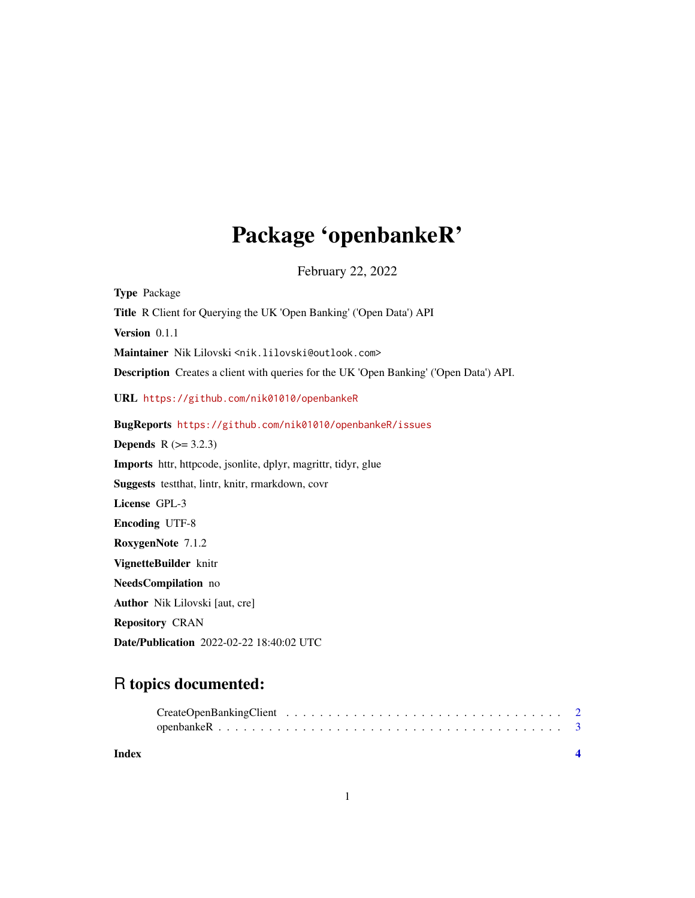# Package 'openbankeR'

February 22, 2022

**Type** Package

**Title** R Client for Querying the UK 'Open Banking' ('Open Data') API

**Version** 0.1.1

**Maintainer** Nik Lilovski <nik.lilovski@outlook.com>

**Description** Creates a client with queries for the UK 'Open Banking' ('Open Data') API.

**URL** https://github.com/nik01010/openbankeR

**BugReports** https://github.com/nik01010/openbankeR/issues

**Depends** R (>= 3.2.3)

**Imports** httr, httpcode, jsonlite, dplyr, magrittr, tidyr, glue

**Suggests** testthat, lintr, knitr, rmarkdown, covr

**License** GPL-3

**Encoding** UTF-8

**RoxygenNote** 7.1.2

**VignetteBuilder** knitr

**NeedsCompilation** no

**Author** Nik Lilovski [aut, cre]

**Repository** CRAN

**Date/Publication** 2022-02-22 18:40:02 UTC

## R topics documented:

CreateOpenBankingClient . . . . . . . . . . . . . . . . . . . . . . . . . . . . . . . . 2
openbankeR . . . . . . . . . . . . . . . . . . . . . . . . . . . . . . . . . . . . . . . 3

**Index** **4**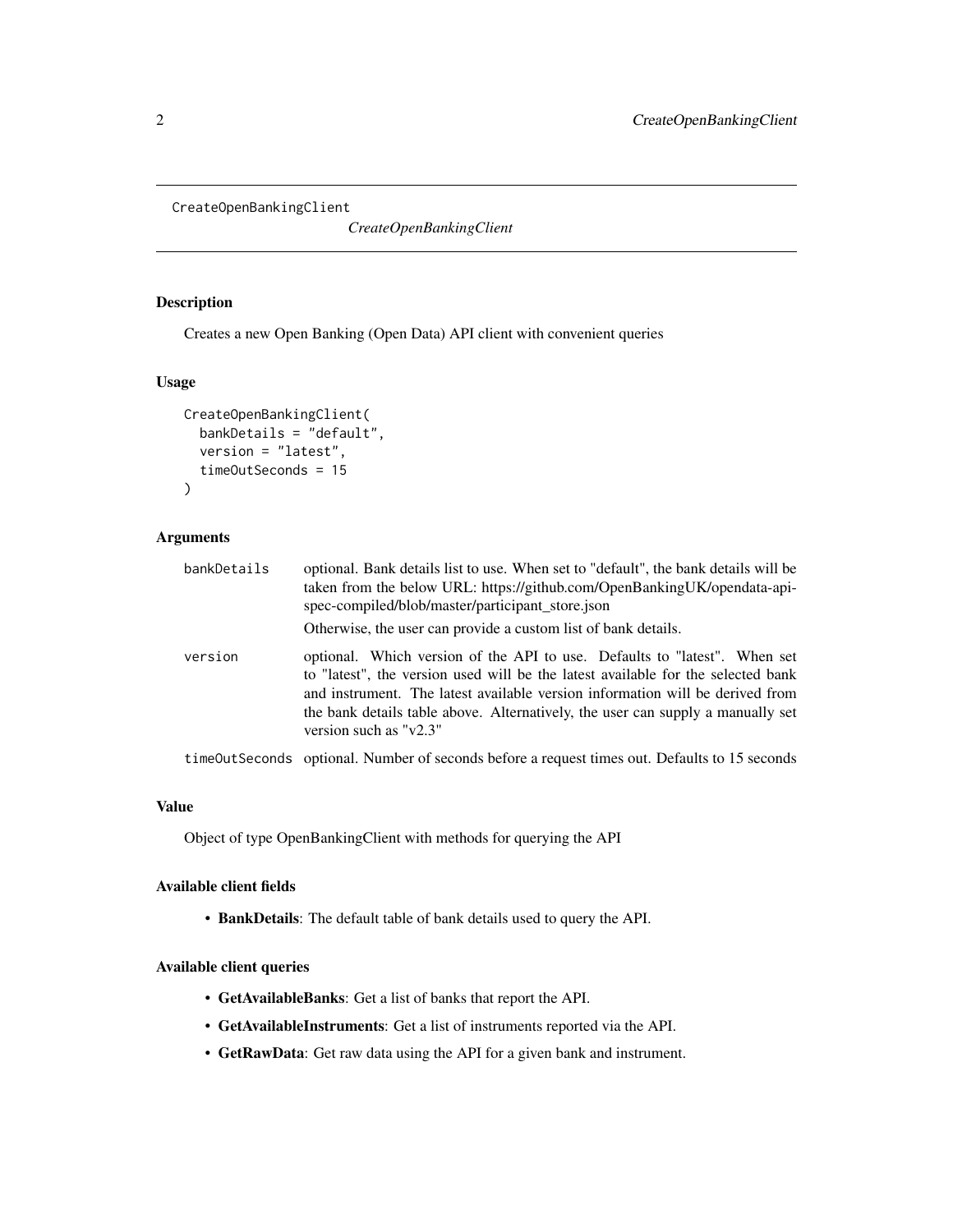# CreateOpenBankingClient

*CreateOpenBankingClient*

## Description

Creates a new Open Banking (Open Data) API client with convenient queries

## Usage

```
CreateOpenBankingClient(
  bankDetails = "default",
  version = "latest",
  timeOutSeconds = 15
)
```

## Arguments

| Argument | Description |
| --- | --- |
| bankDetails | optional. Bank details list to use. When set to "default", the bank details will be taken from the below URL: https://github.com/OpenBankingUK/opendata-api-spec-compiled/blob/master/participant_store.json<br>Otherwise, the user can provide a custom list of bank details. |
| version | optional. Which version of the API to use. Defaults to "latest". When set to "latest", the version used will be the latest available for the selected bank and instrument. The latest available version information will be derived from the bank details table above. Alternatively, the user can supply a manually set version such as "v2.3" |
| timeOutSeconds | optional. Number of seconds before a request times out. Defaults to 15 seconds |

## Value

Object of type OpenBankingClient with methods for querying the API

## Available client fields

- **BankDetails**: The default table of bank details used to query the API.

## Available client queries

- **GetAvailableBanks**: Get a list of banks that report the API.
- **GetAvailableInstruments**: Get a list of instruments reported via the API.
- **GetRawData**: Get raw data using the API for a given bank and instrument.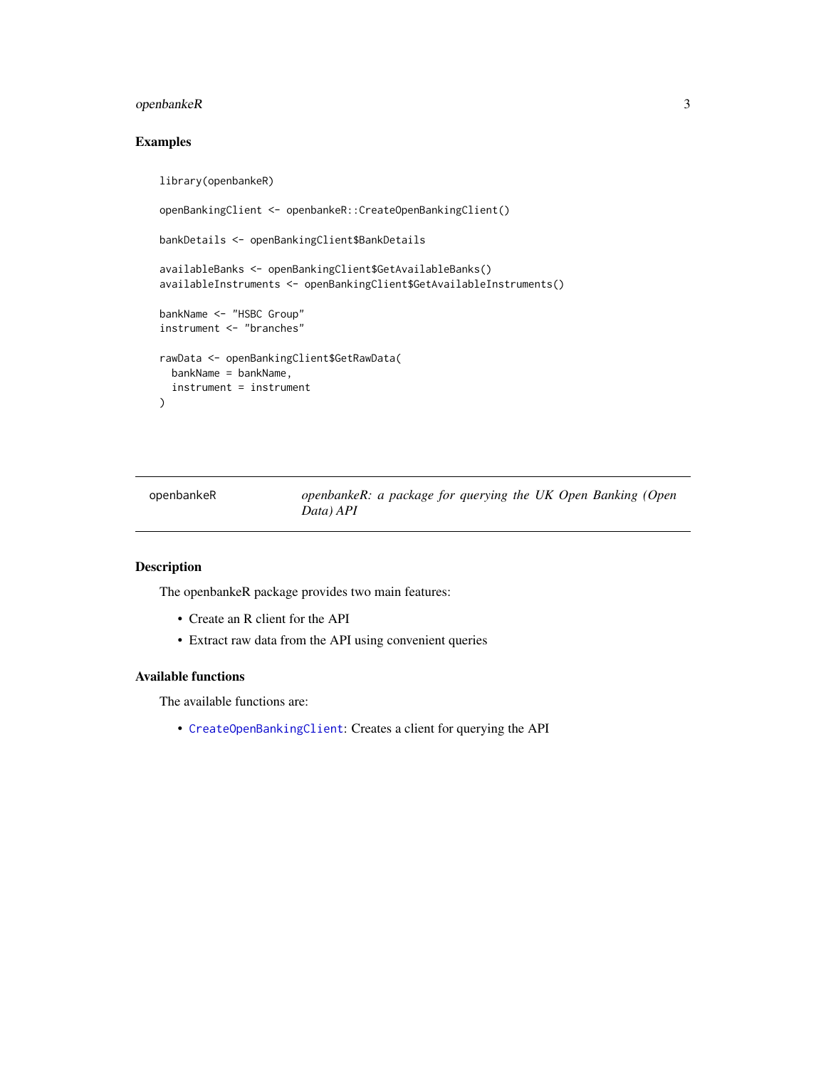## Examples

```
library(openbankeR)

openBankingClient <- openbankeR::CreateOpenBankingClient()

bankDetails <- openBankingClient$BankDetails

availableBanks <- openBankingClient$GetAvailableBanks()
availableInstruments <- openBankingClient$GetAvailableInstruments()

bankName <- "HSBC Group"
instrument <- "branches"

rawData <- openBankingClient$GetRawData(
  bankName = bankName,
  instrument = instrument
)
```

---

openbankeR — *openbankeR: a package for querying the UK Open Banking (Open Data) API*

---

## Description

The openbankeR package provides two main features:

- Create an R client for the API
- Extract raw data from the API using convenient queries

## Available functions

The available functions are:

- `CreateOpenBankingClient`: Creates a client for querying the API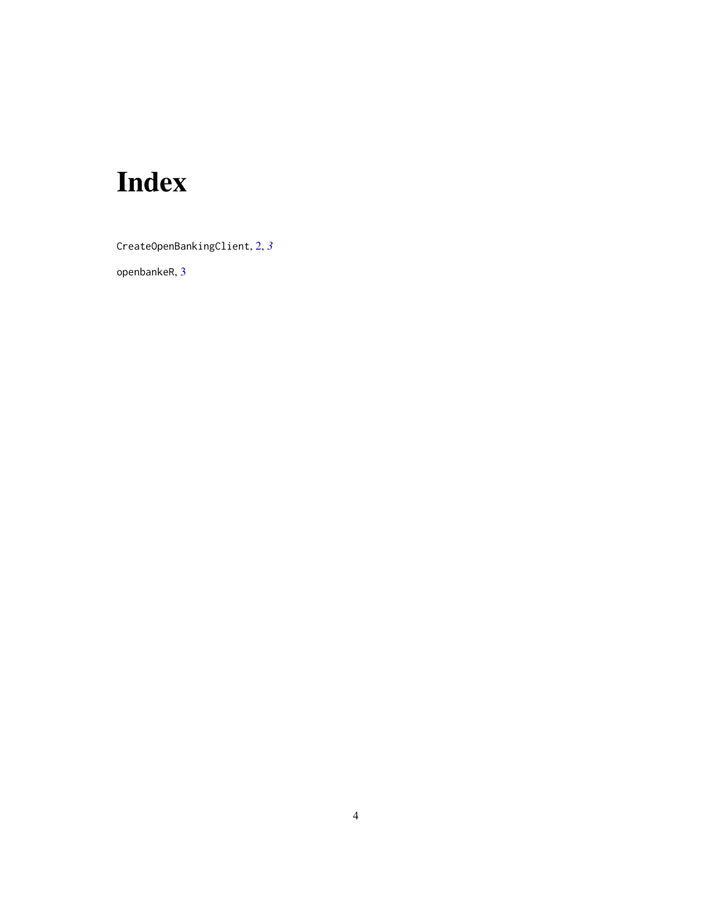# Index

CreateOpenBankingClient, 2, *3*

openbankeR, 3